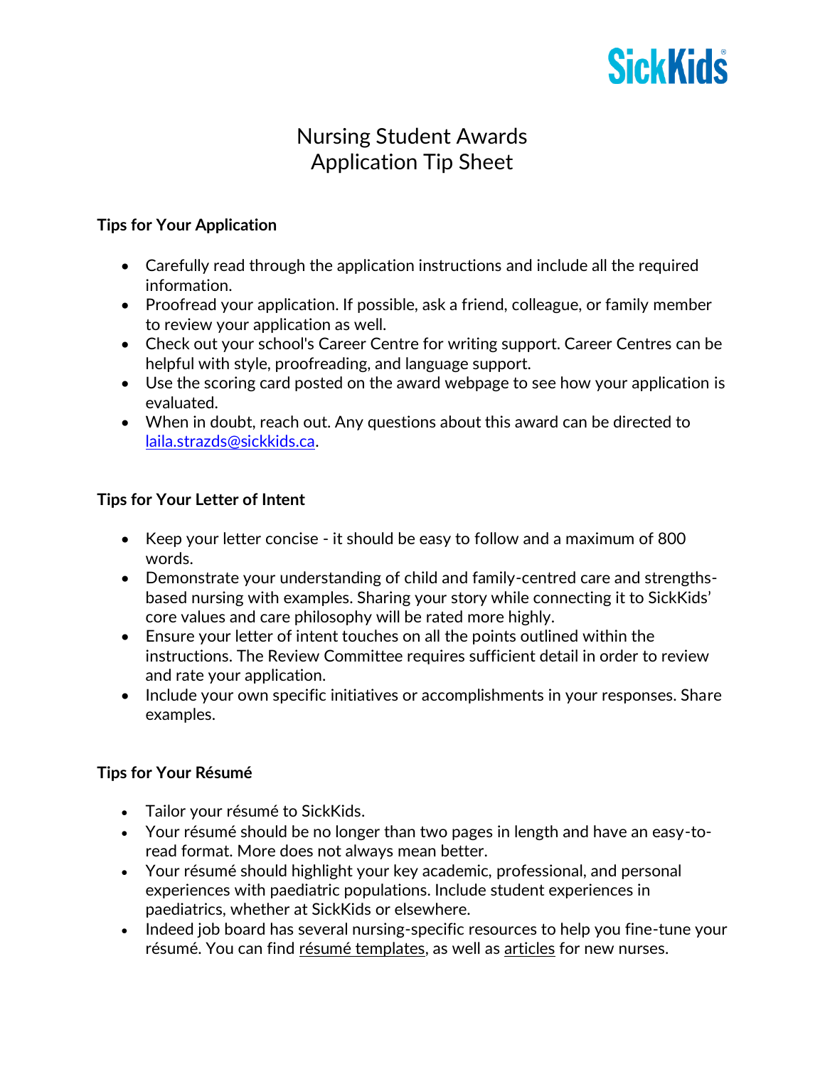SickKids

# Nursing Student Awards
# Application Tip Sheet

### Tips for Your Application

- Carefully read through the application instructions and include all the required information.
- Proofread your application. If possible, ask a friend, colleague, or family member to review your application as well.
- Check out your school's Career Centre for writing support. Career Centres can be helpful with style, proofreading, and language support.
- Use the scoring card posted on the award webpage to see how your application is evaluated.
- When in doubt, reach out. Any questions about this award can be directed to laila.strazds@sickkids.ca.

### Tips for Your Letter of Intent

- Keep your letter concise - it should be easy to follow and a maximum of 800 words.
- Demonstrate your understanding of child and family-centred care and strengths-based nursing with examples. Sharing your story while connecting it to SickKids' core values and care philosophy will be rated more highly.
- Ensure your letter of intent touches on all the points outlined within the instructions. The Review Committee requires sufficient detail in order to review and rate your application.
- Include your own specific initiatives or accomplishments in your responses. Share examples.

### Tips for Your Résumé

- Tailor your résumé to SickKids.
- Your résumé should be no longer than two pages in length and have an easy-to-read format. More does not always mean better.
- Your résumé should highlight your key academic, professional, and personal experiences with paediatric populations. Include student experiences in paediatrics, whether at SickKids or elsewhere.
- Indeed job board has several nursing-specific resources to help you fine-tune your résumé. You can find résumé templates, as well as articles for new nurses.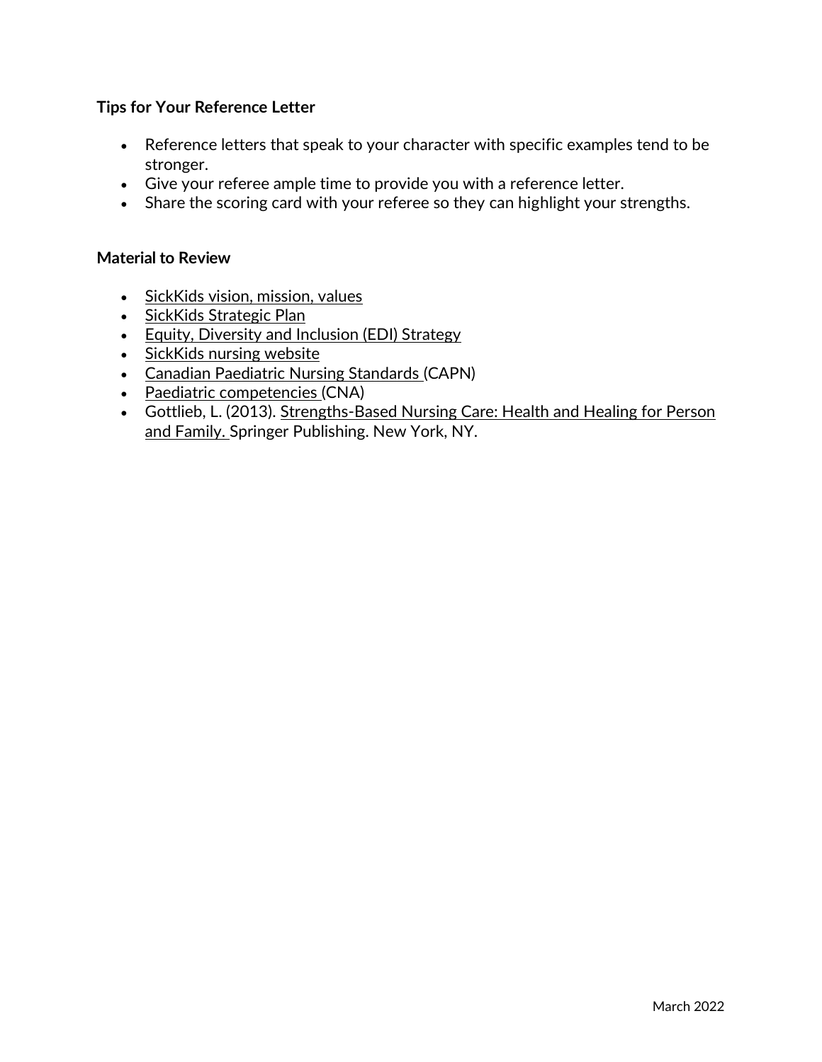**Tips for Your Reference Letter**

- Reference letters that speak to your character with specific examples tend to be stronger.
- Give your referee ample time to provide you with a reference letter.
- Share the scoring card with your referee so they can highlight your strengths.

**Material to Review**

- SickKids vision, mission, values
- SickKids Strategic Plan
- Equity, Diversity and Inclusion (EDI) Strategy
- SickKids nursing website
- Canadian Paediatric Nursing Standards (CAPN)
- Paediatric competencies (CNA)
- Gottlieb, L. (2013). Strengths-Based Nursing Care: Health and Healing for Person and Family. Springer Publishing. New York, NY.

March 2022